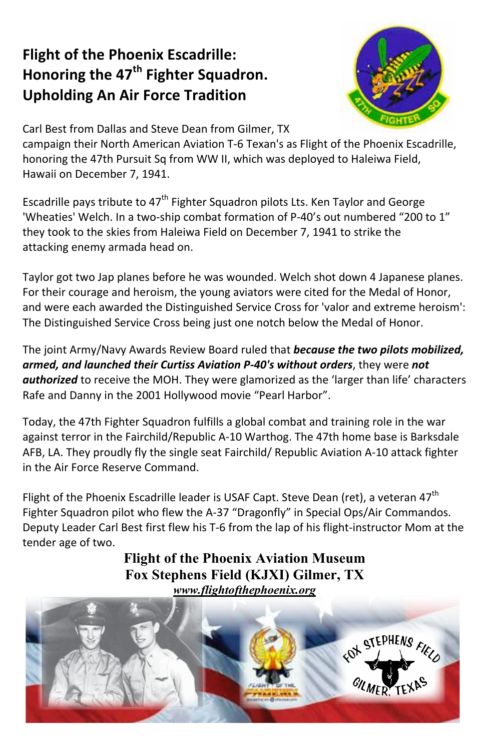# Flight of the Phoenix Escadrille: Honoring the 47th Fighter Squadron. Upholding An Air Force Tradition

Carl Best from Dallas and Steve Dean from Gilmer, TX campaign their North American Aviation T-6 Texan's as Flight of the Phoenix Escadrille, honoring the 47th Pursuit Sq from WW II, which was deployed to Haleiwa Field, Hawaii on December 7, 1941.

Escadrille pays tribute to 47th Fighter Squadron pilots Lts. Ken Taylor and George 'Wheaties' Welch. In a two-ship combat formation of P-40's out numbered "200 to 1" they took to the skies from Haleiwa Field on December 7, 1941 to strike the attacking enemy armada head on.

Taylor got two Jap planes before he was wounded. Welch shot down 4 Japanese planes. For their courage and heroism, the young aviators were cited for the Medal of Honor, and were each awarded the Distinguished Service Cross for 'valor and extreme heroism': The Distinguished Service Cross being just one notch below the Medal of Honor.

The joint Army/Navy Awards Review Board ruled that ***because the two pilots mobilized, armed, and launched their Curtiss Aviation P-40's without orders***, they were ***not authorized*** to receive the MOH. They were glamorized as the 'larger than life' characters Rafe and Danny in the 2001 Hollywood movie "Pearl Harbor".

Today, the 47th Fighter Squadron fulfills a global combat and training role in the war against terror in the Fairchild/Republic A-10 Warthog. The 47th home base is Barksdale AFB, LA. They proudly fly the single seat Fairchild/ Republic Aviation A-10 attack fighter in the Air Force Reserve Command.

Flight of the Phoenix Escadrille leader is USAF Capt. Steve Dean (ret), a veteran 47th Fighter Squadron pilot who flew the A-37 "Dragonfly" in Special Ops/Air Commandos. Deputy Leader Carl Best first flew his T-6 from the lap of his flight-instructor Mom at the tender age of two.

**Flight of the Phoenix Aviation Museum**
**Fox Stephens Field (KJXI) Gilmer, TX**
***www.flightofthephoenix.org***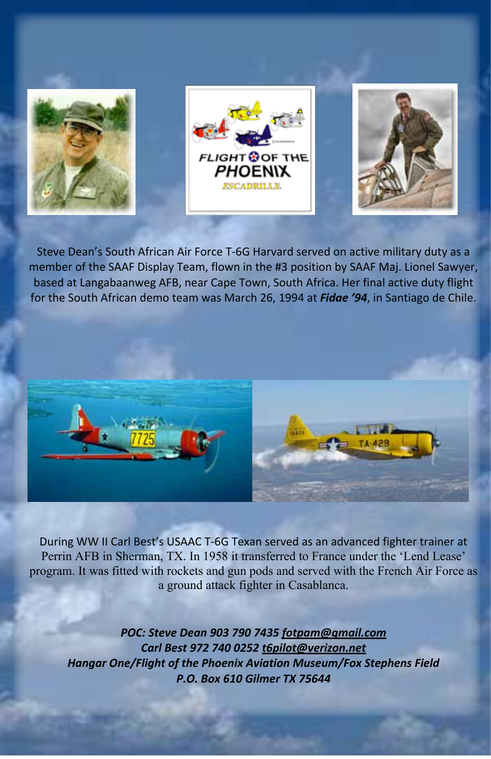Steve Dean's South African Air Force T-6G Harvard served on active military duty as a member of the SAAF Display Team, flown in the #3 position by SAAF Maj. Lionel Sawyer, based at Langabaanweg AFB, near Cape Town, South Africa. Her final active duty flight for the South African demo team was March 26, 1994 at ***Fidae '94***, in Santiago de Chile.

During WW II Carl Best's USAAC T-6G Texan served as an advanced fighter trainer at Perrin AFB in Sherman, TX. In 1958 it transferred to France under the 'Lend Lease' program. It was fitted with rockets and gun pods and served with the French Air Force as a ground attack fighter in Casablanca.

***POC: Steve Dean 903 790 7435 fotpam@gmail.com***
***Carl Best 972 740 0252 t6pilot@verizon.net***
***Hangar One/Flight of the Phoenix Aviation Museum/Fox Stephens Field***
***P.O. Box 610 Gilmer TX 75644***